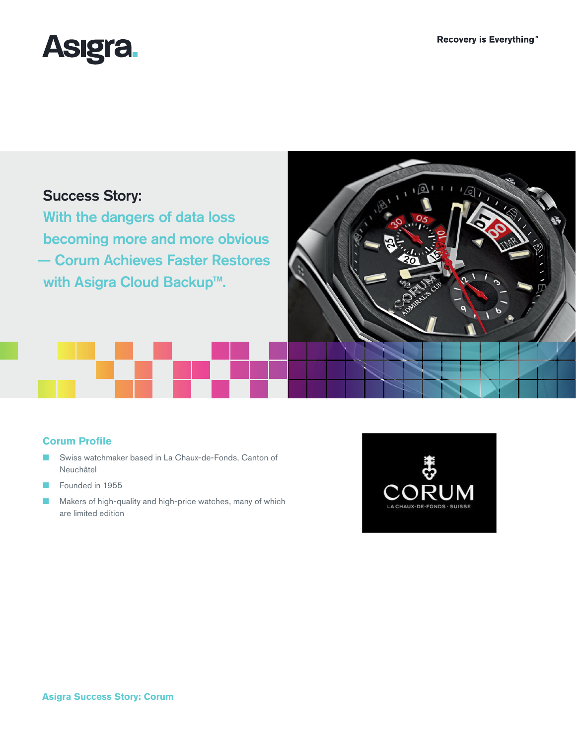Asigra.

Recovery is Everything™

# Success Story:

## With the dangers of data loss becoming more and more obvious — Corum Achieves Faster Restores with Asigra Cloud Backup™.

### Corum Profile

- Swiss watchmaker based in La Chaux-de-Fonds, Canton of Neuchâtel
- Founded in 1955
- Makers of high-quality and high-price watches, many of which are limited edition

CORUM
LA CHAUX-DE-FONDS · SUISSE

Asigra Success Story: Corum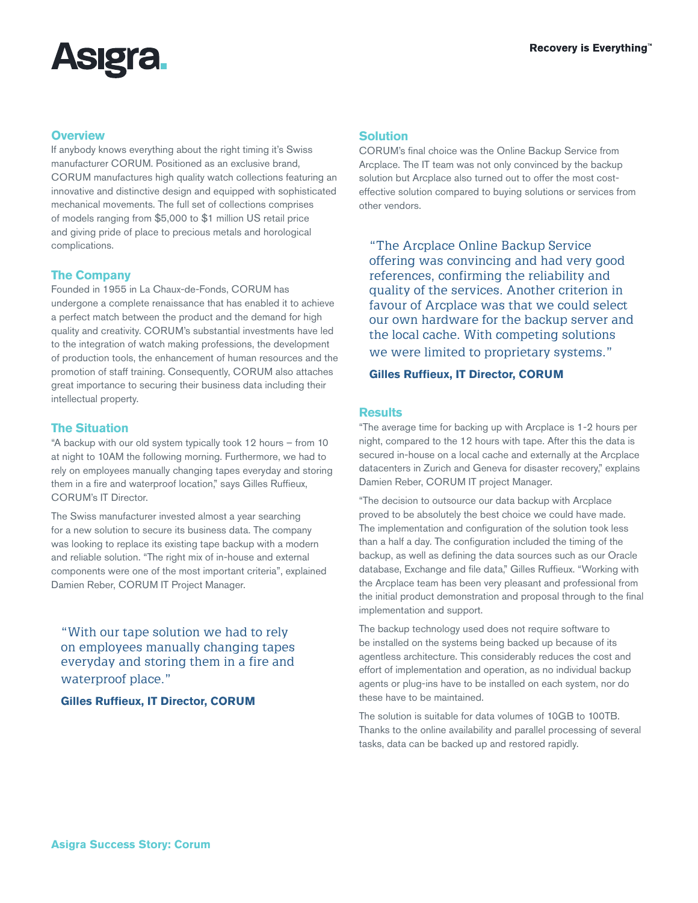## Overview

If anybody knows everything about the right timing it's Swiss manufacturer CORUM. Positioned as an exclusive brand, CORUM manufactures high quality watch collections featuring an innovative and distinctive design and equipped with sophisticated mechanical movements. The full set of collections comprises of models ranging from $5,000 to $1 million US retail price and giving pride of place to precious metals and horological complications.

## The Company

Founded in 1955 in La Chaux-de-Fonds, CORUM has undergone a complete renaissance that has enabled it to achieve a perfect match between the product and the demand for high quality and creativity. CORUM's substantial investments have led to the integration of watch making professions, the development of production tools, the enhancement of human resources and the promotion of staff training. Consequently, CORUM also attaches great importance to securing their business data including their intellectual property.

## The Situation

"A backup with our old system typically took 12 hours – from 10 at night to 10AM the following morning. Furthermore, we had to rely on employees manually changing tapes everyday and storing them in a fire and waterproof location," says Gilles Ruffieux, CORUM's IT Director.

The Swiss manufacturer invested almost a year searching for a new solution to secure its business data. The company was looking to replace its existing tape backup with a modern and reliable solution. "The right mix of in-house and external components were one of the most important criteria", explained Damien Reber, CORUM IT Project Manager.

> "With our tape solution we had to rely on employees manually changing tapes everyday and storing them in a fire and waterproof place."
>
> **Gilles Ruffieux, IT Director, CORUM**

## Solution

CORUM's final choice was the Online Backup Service from Arcplace. The IT team was not only convinced by the backup solution but Arcplace also turned out to offer the most cost-effective solution compared to buying solutions or services from other vendors.

> "The Arcplace Online Backup Service offering was convincing and had very good references, confirming the reliability and quality of the services. Another criterion in favour of Arcplace was that we could select our own hardware for the backup server and the local cache. With competing solutions we were limited to proprietary systems."
>
> **Gilles Ruffieux, IT Director, CORUM**

## Results

"The average time for backing up with Arcplace is 1-2 hours per night, compared to the 12 hours with tape. After this the data is secured in-house on a local cache and externally at the Arcplace datacenters in Zurich and Geneva for disaster recovery," explains Damien Reber, CORUM IT project Manager.

"The decision to outsource our data backup with Arcplace proved to be absolutely the best choice we could have made. The implementation and configuration of the solution took less than a half a day. The configuration included the timing of the backup, as well as defining the data sources such as our Oracle database, Exchange and file data," Gilles Ruffieux. "Working with the Arcplace team has been very pleasant and professional from the initial product demonstration and proposal through to the final implementation and support.

The backup technology used does not require software to be installed on the systems being backed up because of its agentless architecture. This considerably reduces the cost and effort of implementation and operation, as no individual backup agents or plug-ins have to be installed on each system, nor do these have to be maintained.

The solution is suitable for data volumes of 10GB to 100TB. Thanks to the online availability and parallel processing of several tasks, data can be backed up and restored rapidly.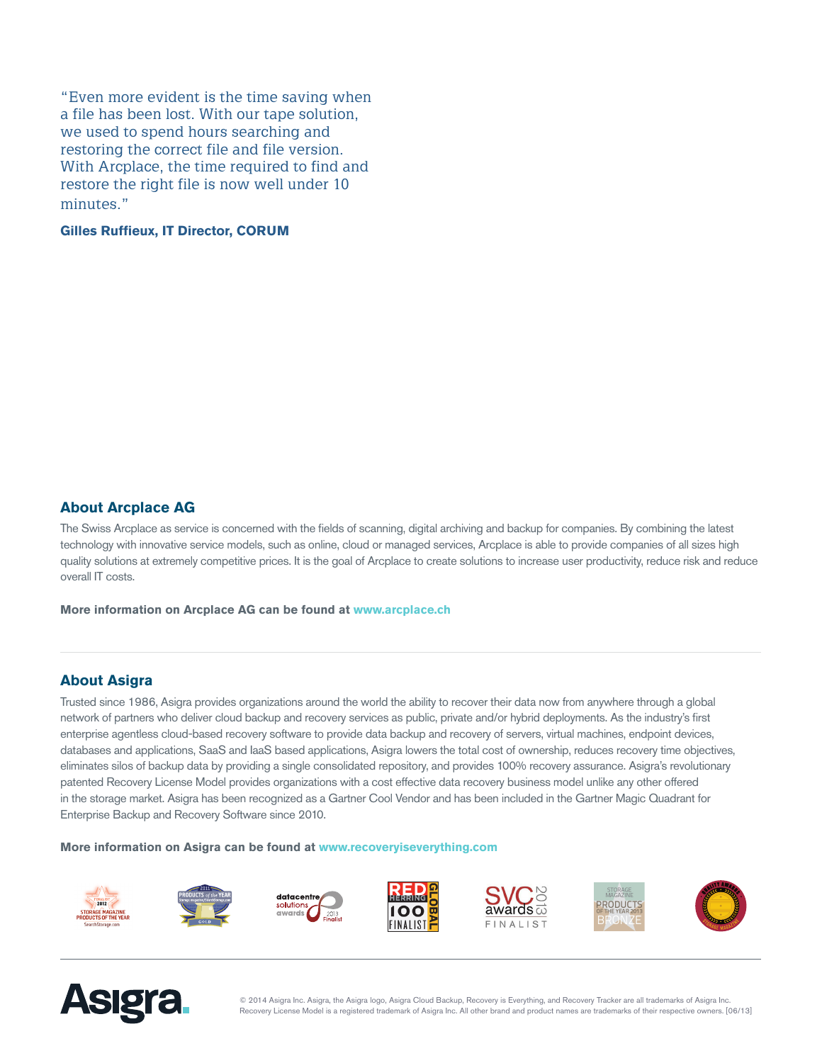"Even more evident is the time saving when a file has been lost. With our tape solution, we used to spend hours searching and restoring the correct file and file version. With Arcplace, the time required to find and restore the right file is now well under 10 minutes."

**Gilles Ruffieux, IT Director, CORUM**

## About Arcplace AG

The Swiss Arcplace as service is concerned with the fields of scanning, digital archiving and backup for companies. By combining the latest technology with innovative service models, such as online, cloud or managed services, Arcplace is able to provide companies of all sizes high quality solutions at extremely competitive prices. It is the goal of Arcplace to create solutions to increase user productivity, reduce risk and reduce overall IT costs.

**More information on Arcplace AG can be found at www.arcplace.ch**

## About Asigra

Trusted since 1986, Asigra provides organizations around the world the ability to recover their data now from anywhere through a global network of partners who deliver cloud backup and recovery services as public, private and/or hybrid deployments. As the industry's first enterprise agentless cloud-based recovery software to provide data backup and recovery of servers, virtual machines, endpoint devices, databases and applications, SaaS and IaaS based applications, Asigra lowers the total cost of ownership, reduces recovery time objectives, eliminates silos of backup data by providing a single consolidated repository, and provides 100% recovery assurance. Asigra's revolutionary patented Recovery License Model provides organizations with a cost effective data recovery business model unlike any other offered in the storage market. Asigra has been recognized as a Gartner Cool Vendor and has been included in the Gartner Magic Quadrant for Enterprise Backup and Recovery Software since 2010.

**More information on Asigra can be found at www.recoveryiseverything.com**

© 2014 Asigra Inc. Asigra, the Asigra logo, Asigra Cloud Backup, Recovery is Everything, and Recovery Tracker are all trademarks of Asigra Inc. Recovery License Model is a registered trademark of Asigra Inc. All other brand and product names are trademarks of their respective owners. [06/13]